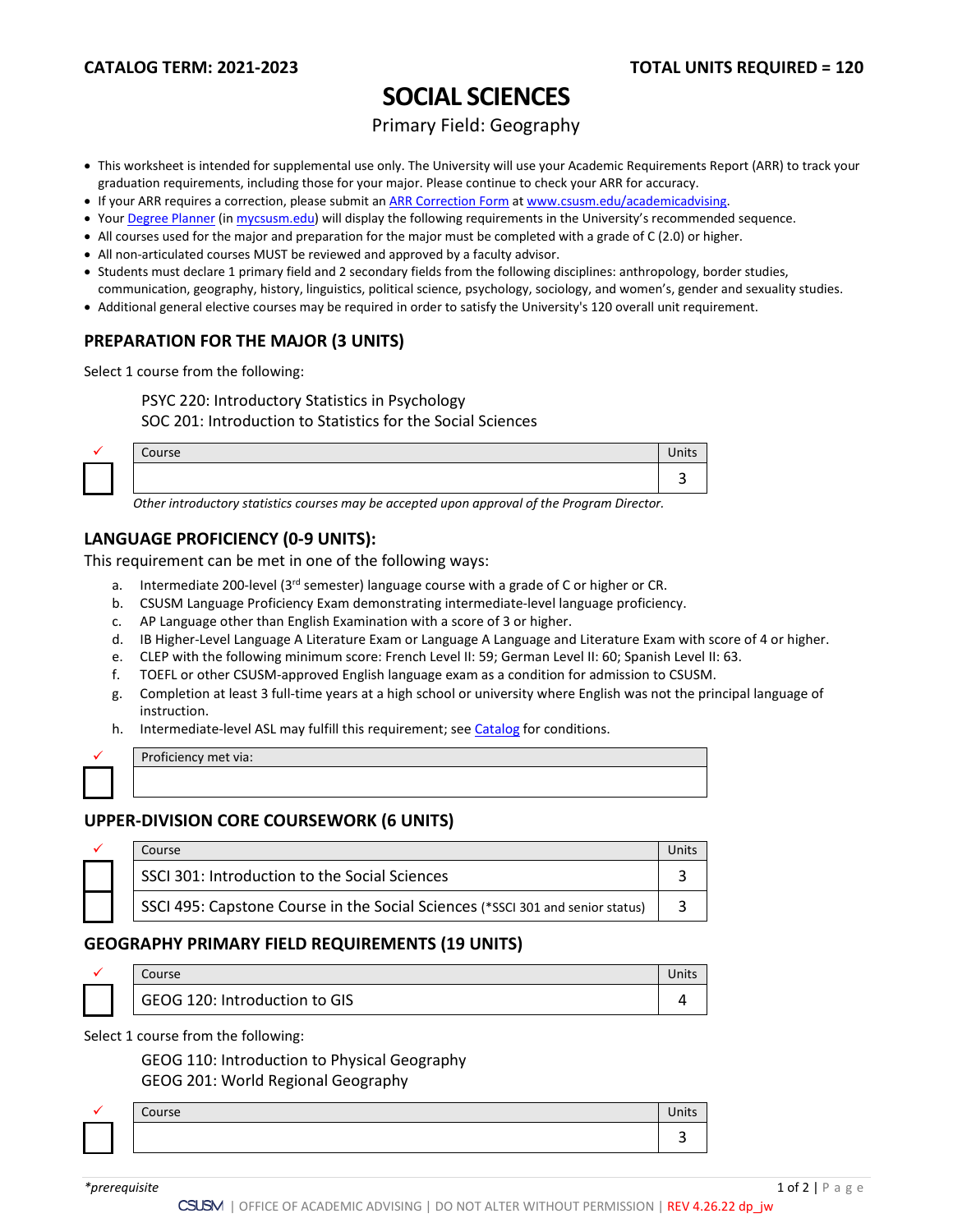**CATALOG TERM: 2021-2023** **TOTAL UNITS REQUIRED = 120**

# SOCIAL SCIENCES

Primary Field: Geography

- This worksheet is intended for supplemental use only. The University will use your Academic Requirements Report (ARR) to track your graduation requirements, including those for your major. Please continue to check your ARR for accuracy.
- If your ARR requires a correction, please submit an ARR Correction Form at www.csusm.edu/academicadvising.
- Your Degree Planner (in mycsusm.edu) will display the following requirements in the University's recommended sequence.
- All courses used for the major and preparation for the major must be completed with a grade of C (2.0) or higher.
- All non-articulated courses MUST be reviewed and approved by a faculty advisor.
- Students must declare 1 primary field and 2 secondary fields from the following disciplines: anthropology, border studies, communication, geography, history, linguistics, political science, psychology, sociology, and women's, gender and sexuality studies.
- Additional general elective courses may be required in order to satisfy the University's 120 overall unit requirement.

## PREPARATION FOR THE MAJOR (3 UNITS)

Select 1 course from the following:

PSYC 220: Introductory Statistics in Psychology
SOC 201: Introduction to Statistics for the Social Sciences

| ✓ | Course | Units |
|---|---|---|
| ☐ | | 3 |

*Other introductory statistics courses may be accepted upon approval of the Program Director.*

## LANGUAGE PROFICIENCY (0-9 UNITS):

This requirement can be met in one of the following ways:

a. Intermediate 200-level (3rd semester) language course with a grade of C or higher or CR.
b. CSUSM Language Proficiency Exam demonstrating intermediate-level language proficiency.
c. AP Language other than English Examination with a score of 3 or higher.
d. IB Higher-Level Language A Literature Exam or Language A Language and Literature Exam with score of 4 or higher.
e. CLEP with the following minimum score: French Level II: 59; German Level II: 60; Spanish Level II: 63.
f. TOEFL or other CSUSM-approved English language exam as a condition for admission to CSUSM.
g. Completion at least 3 full-time years at a high school or university where English was not the principal language of instruction.
h. Intermediate-level ASL may fulfill this requirement; see Catalog for conditions.

| ✓ | Proficiency met via: |
|---|---|
| ☐ | |

## UPPER-DIVISION CORE COURSEWORK (6 UNITS)

| ✓ | Course | Units |
|---|---|---|
| ☐ | SSCI 301: Introduction to the Social Sciences | 3 |
| ☐ | SSCI 495: Capstone Course in the Social Sciences (*SSCI 301 and senior status) | 3 |

## GEOGRAPHY PRIMARY FIELD REQUIREMENTS (19 UNITS)

| ✓ | Course | Units |
|---|---|---|
| ☐ | GEOG 120: Introduction to GIS | 4 |

Select 1 course from the following:

GEOG 110: Introduction to Physical Geography
GEOG 201: World Regional Geography

| ✓ | Course | Units |
|---|---|---|
| ☐ | | 3 |

*\*prerequisite*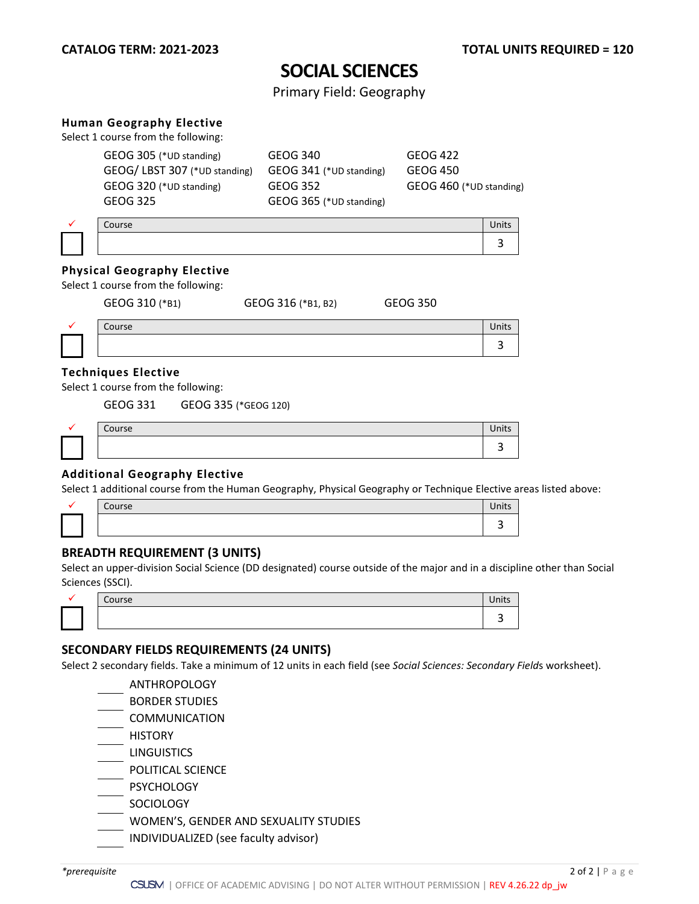CATALOG TERM: 2021-2023 | TOTAL UNITS REQUIRED = 120

# SOCIAL SCIENCES

Primary Field: Geography

### Human Geography Elective

Select 1 course from the following:

GEOG 305 (*UD standing)
GEOG/ LBST 307 (*UD standing)
GEOG 320 (*UD standing)
GEOG 325
GEOG 340
GEOG 341 (*UD standing)
GEOG 352
GEOG 365 (*UD standing)
GEOG 422
GEOG 450
GEOG 460 (*UD standing)

| ✓ | Course | Units |
|---|---|---|
| ☐ | | 3 |

### Physical Geography Elective

Select 1 course from the following:

GEOG 310 (*B1)
GEOG 316 (*B1, B2)
GEOG 350

| ✓ | Course | Units |
|---|---|---|
| ☐ | | 3 |

### Techniques Elective

Select 1 course from the following:

GEOG 331
GEOG 335 (*GEOG 120)

| ✓ | Course | Units |
|---|---|---|
| ☐ | | 3 |

### Additional Geography Elective

Select 1 additional course from the Human Geography, Physical Geography or Technique Elective areas listed above:

| ✓ | Course | Units |
|---|---|---|
| ☐ | | 3 |

## BREADTH REQUIREMENT (3 UNITS)

Select an upper-division Social Science (DD designated) course outside of the major and in a discipline other than Social Sciences (SSCI).

| ✓ | Course | Units |
|---|---|---|
| ☐ | | 3 |

## SECONDARY FIELDS REQUIREMENTS (24 UNITS)

Select 2 secondary fields. Take a minimum of 12 units in each field (see *Social Sciences: Secondary Fields* worksheet).

____ ANTHROPOLOGY
____ BORDER STUDIES
____ COMMUNICATION
____ HISTORY
____ LINGUISTICS
____ POLITICAL SCIENCE
____ PSYCHOLOGY
____ SOCIOLOGY
____ WOMEN'S, GENDER AND SEXUALITY STUDIES
____ INDIVIDUALIZED (see faculty advisor)

*\*prerequisite*

CSUSM | OFFICE OF ACADEMIC ADVISING | DO NOT ALTER WITHOUT PERMISSION | REV 4.26.22 dp_jw